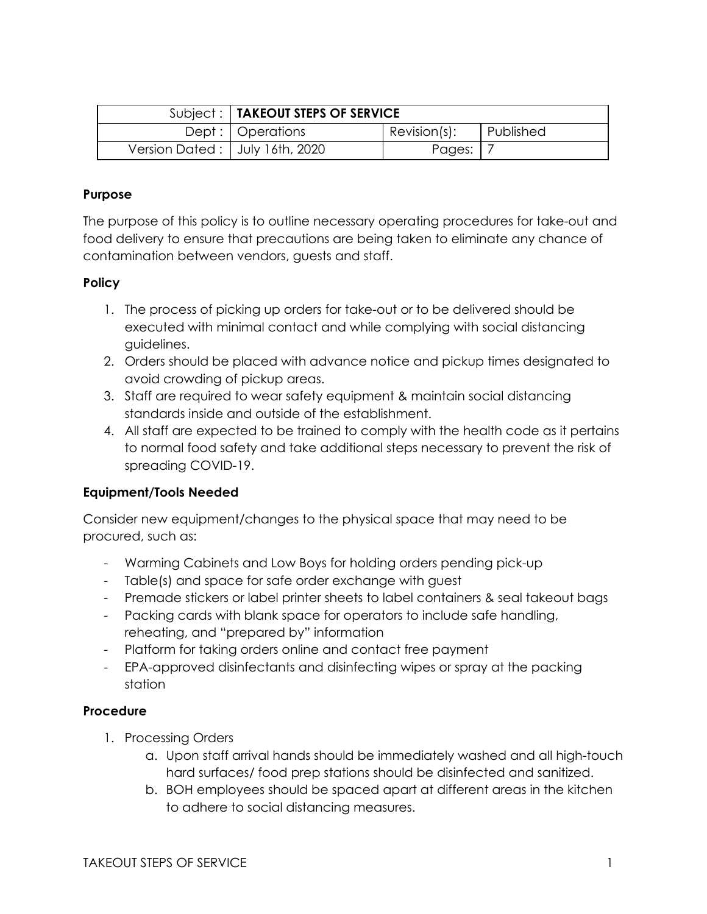| Subject : | TAKEOUT STEPS OF SERVICE | | |
|---|---|---|---|
| Dept : | Operations | Revision(s): | Published |
| Version Dated : | July 16th, 2020 | Pages: | 7 |

**Purpose**

The purpose of this policy is to outline necessary operating procedures for take-out and food delivery to ensure that precautions are being taken to eliminate any chance of contamination between vendors, guests and staff.

**Policy**

1. The process of picking up orders for take-out or to be delivered should be executed with minimal contact and while complying with social distancing guidelines.
2. Orders should be placed with advance notice and pickup times designated to avoid crowding of pickup areas.
3. Staff are required to wear safety equipment & maintain social distancing standards inside and outside of the establishment.
4. All staff are expected to be trained to comply with the health code as it pertains to normal food safety and take additional steps necessary to prevent the risk of spreading COVID-19.

**Equipment/Tools Needed**

Consider new equipment/changes to the physical space that may need to be procured, such as:

- Warming Cabinets and Low Boys for holding orders pending pick-up
- Table(s) and space for safe order exchange with guest
- Premade stickers or label printer sheets to label containers & seal takeout bags
- Packing cards with blank space for operators to include safe handling, reheating, and "prepared by" information
- Platform for taking orders online and contact free payment
- EPA-approved disinfectants and disinfecting wipes or spray at the packing station

**Procedure**

1. Processing Orders
    a. Upon staff arrival hands should be immediately washed and all high-touch hard surfaces/ food prep stations should be disinfected and sanitized.
    b. BOH employees should be spaced apart at different areas in the kitchen to adhere to social distancing measures.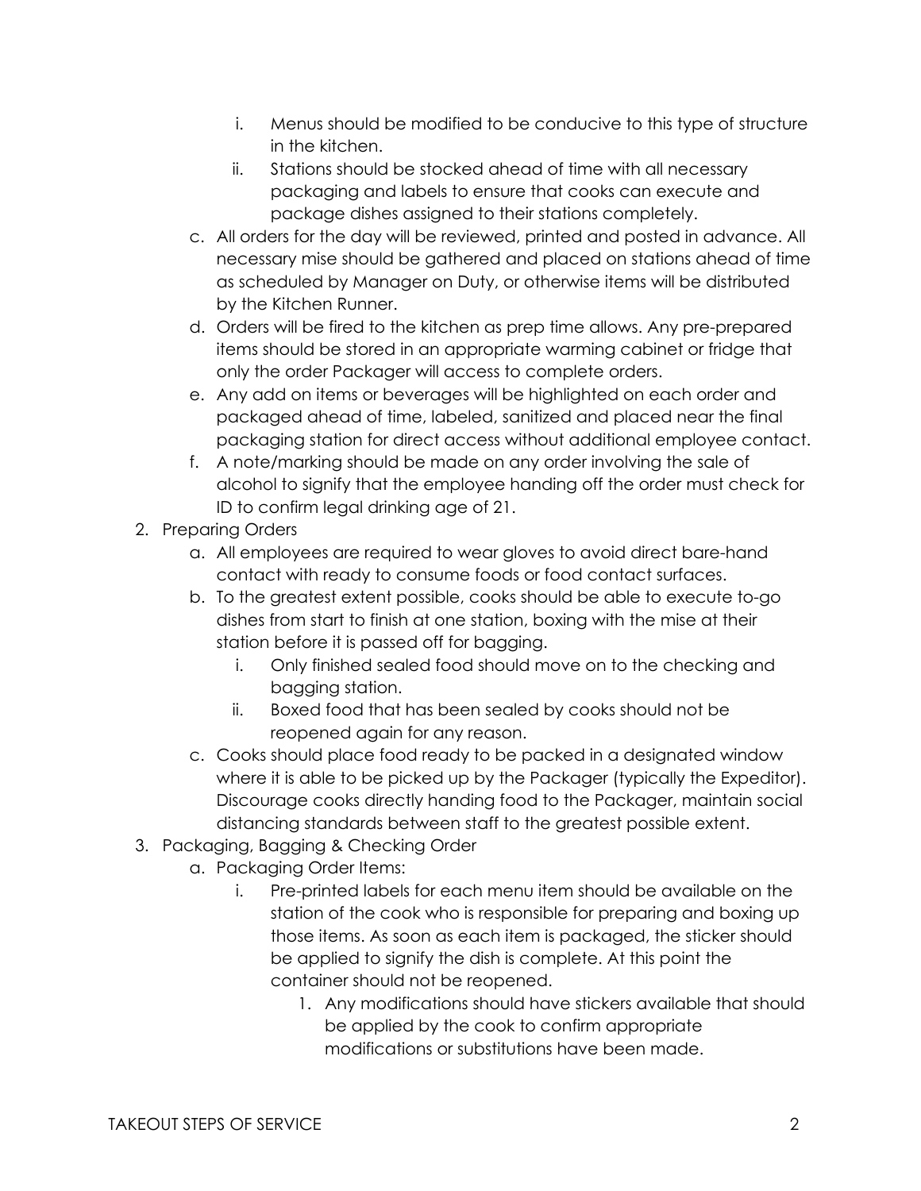i. Menus should be modified to be conducive to this type of structure in the kitchen.
      ii. Stations should be stocked ahead of time with all necessary packaging and labels to ensure that cooks can execute and package dishes assigned to their stations completely.
   c. All orders for the day will be reviewed, printed and posted in advance. All necessary mise should be gathered and placed on stations ahead of time as scheduled by Manager on Duty, or otherwise items will be distributed by the Kitchen Runner.
   d. Orders will be fired to the kitchen as prep time allows. Any pre-prepared items should be stored in an appropriate warming cabinet or fridge that only the order Packager will access to complete orders.
   e. Any add on items or beverages will be highlighted on each order and packaged ahead of time, labeled, sanitized and placed near the final packaging station for direct access without additional employee contact.
   f. A note/marking should be made on any order involving the sale of alcohol to signify that the employee handing off the order must check for ID to confirm legal drinking age of 21.

2. Preparing Orders
   a. All employees are required to wear gloves to avoid direct bare-hand contact with ready to consume foods or food contact surfaces.
   b. To the greatest extent possible, cooks should be able to execute to-go dishes from start to finish at one station, boxing with the mise at their station before it is passed off for bagging.
      i. Only finished sealed food should move on to the checking and bagging station.
      ii. Boxed food that has been sealed by cooks should not be reopened again for any reason.
   c. Cooks should place food ready to be packed in a designated window where it is able to be picked up by the Packager (typically the Expeditor). Discourage cooks directly handing food to the Packager, maintain social distancing standards between staff to the greatest possible extent.

3. Packaging, Bagging & Checking Order
   a. Packaging Order Items:
      i. Pre-printed labels for each menu item should be available on the station of the cook who is responsible for preparing and boxing up those items. As soon as each item is packaged, the sticker should be applied to signify the dish is complete. At this point the container should not be reopened.
         1. Any modifications should have stickers available that should be applied by the cook to confirm appropriate modifications or substitutions have been made.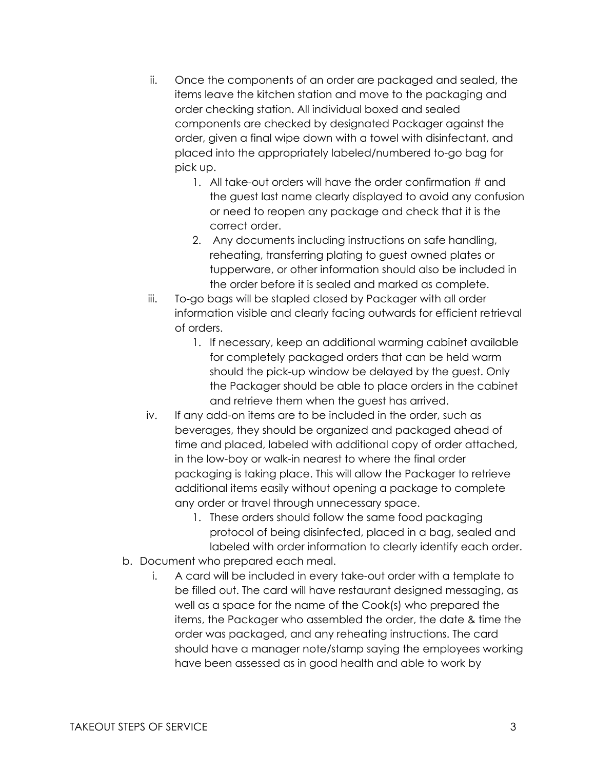ii. Once the components of an order are packaged and sealed, the items leave the kitchen station and move to the packaging and order checking station. All individual boxed and sealed components are checked by designated Packager against the order, given a final wipe down with a towel with disinfectant, and placed into the appropriately labeled/numbered to-go bag for pick up.

   1. All take-out orders will have the order confirmation # and the guest last name clearly displayed to avoid any confusion or need to reopen any package and check that it is the correct order.
   2. Any documents including instructions on safe handling, reheating, transferring plating to guest owned plates or tupperware, or other information should also be included in the order before it is sealed and marked as complete.

iii. To-go bags will be stapled closed by Packager with all order information visible and clearly facing outwards for efficient retrieval of orders.

   1. If necessary, keep an additional warming cabinet available for completely packaged orders that can be held warm should the pick-up window be delayed by the guest. Only the Packager should be able to place orders in the cabinet and retrieve them when the guest has arrived.

iv. If any add-on items are to be included in the order, such as beverages, they should be organized and packaged ahead of time and placed, labeled with additional copy of order attached, in the low-boy or walk-in nearest to where the final order packaging is taking place. This will allow the Packager to retrieve additional items easily without opening a package to complete any order or travel through unnecessary space.

   1. These orders should follow the same food packaging protocol of being disinfected, placed in a bag, sealed and labeled with order information to clearly identify each order.

b. Document who prepared each meal.

   i. A card will be included in every take-out order with a template to be filled out. The card will have restaurant designed messaging, as well as a space for the name of the Cook(s) who prepared the items, the Packager who assembled the order, the date & time the order was packaged, and any reheating instructions. The card should have a manager note/stamp saying the employees working have been assessed as in good health and able to work by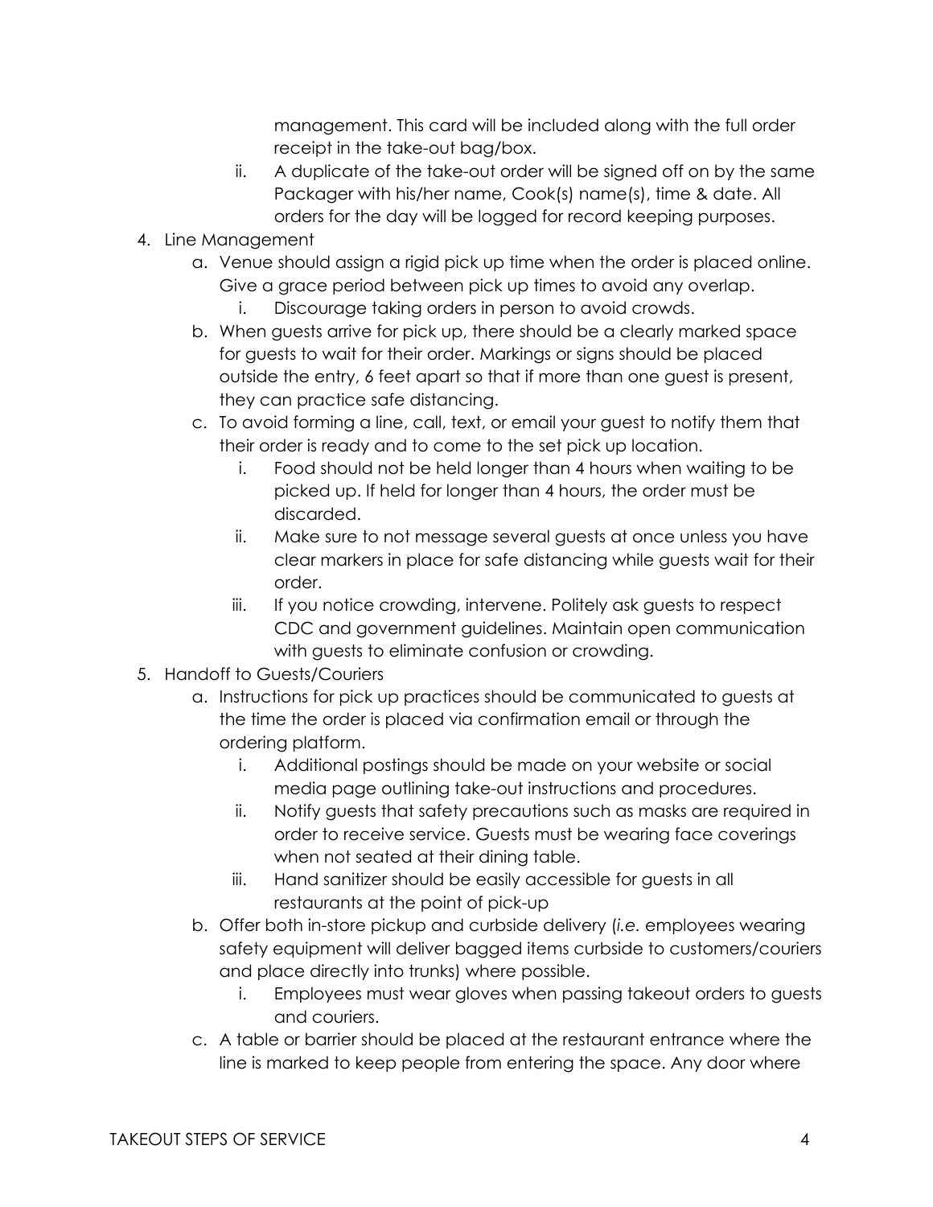management. This card will be included along with the full order receipt in the take-out bag/box.

   ii. A duplicate of the take-out order will be signed off on by the same Packager with his/her name, Cook(s) name(s), time & date. All orders for the day will be logged for record keeping purposes.

4. Line Management
   a. Venue should assign a rigid pick up time when the order is placed online. Give a grace period between pick up times to avoid any overlap.
      i. Discourage taking orders in person to avoid crowds.
   b. When guests arrive for pick up, there should be a clearly marked space for guests to wait for their order. Markings or signs should be placed outside the entry, 6 feet apart so that if more than one guest is present, they can practice safe distancing.
   c. To avoid forming a line, call, text, or email your guest to notify them that their order is ready and to come to the set pick up location.
      i. Food should not be held longer than 4 hours when waiting to be picked up. If held for longer than 4 hours, the order must be discarded.
      ii. Make sure to not message several guests at once unless you have clear markers in place for safe distancing while guests wait for their order.
      iii. If you notice crowding, intervene. Politely ask guests to respect CDC and government guidelines. Maintain open communication with guests to eliminate confusion or crowding.
5. Handoff to Guests/Couriers
   a. Instructions for pick up practices should be communicated to guests at the time the order is placed via confirmation email or through the ordering platform.
      i. Additional postings should be made on your website or social media page outlining take-out instructions and procedures.
      ii. Notify guests that safety precautions such as masks are required in order to receive service. Guests must be wearing face coverings when not seated at their dining table.
      iii. Hand sanitizer should be easily accessible for guests in all restaurants at the point of pick-up
   b. Offer both in-store pickup and curbside delivery (*i.e.* employees wearing safety equipment will deliver bagged items curbside to customers/couriers and place directly into trunks) where possible.
      i. Employees must wear gloves when passing takeout orders to guests and couriers.
   c. A table or barrier should be placed at the restaurant entrance where the line is marked to keep people from entering the space. Any door where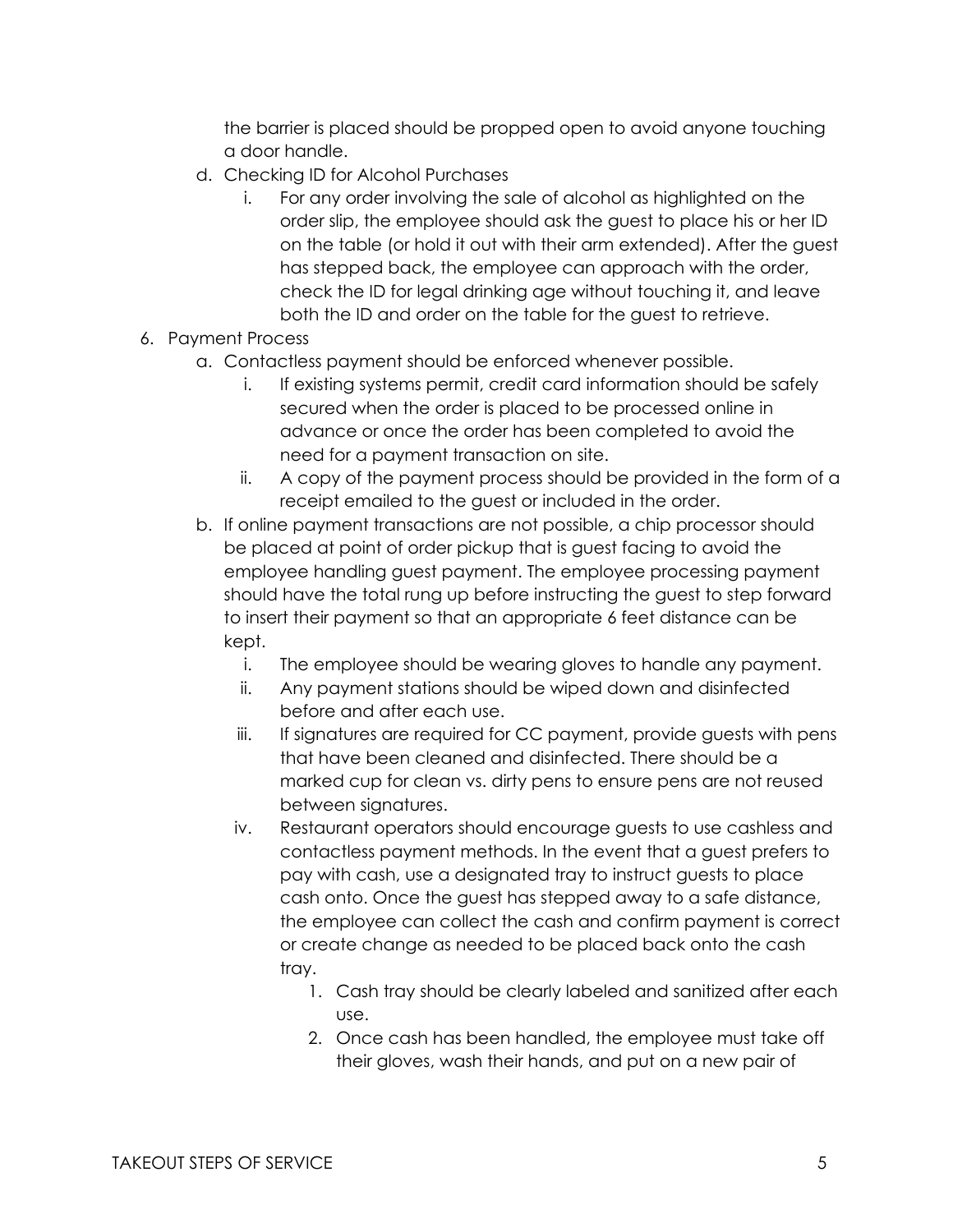the barrier is placed should be propped open to avoid anyone touching a door handle.

   d. Checking ID for Alcohol Purchases
      i. For any order involving the sale of alcohol as highlighted on the order slip, the employee should ask the guest to place his or her ID on the table (or hold it out with their arm extended). After the guest has stepped back, the employee can approach with the order, check the ID for legal drinking age without touching it, and leave both the ID and order on the table for the guest to retrieve.

6. Payment Process
   a. Contactless payment should be enforced whenever possible.
      i. If existing systems permit, credit card information should be safely secured when the order is placed to be processed online in advance or once the order has been completed to avoid the need for a payment transaction on site.
      ii. A copy of the payment process should be provided in the form of a receipt emailed to the guest or included in the order.
   b. If online payment transactions are not possible, a chip processor should be placed at point of order pickup that is guest facing to avoid the employee handling guest payment. The employee processing payment should have the total rung up before instructing the guest to step forward to insert their payment so that an appropriate 6 feet distance can be kept.
      i. The employee should be wearing gloves to handle any payment.
      ii. Any payment stations should be wiped down and disinfected before and after each use.
      iii. If signatures are required for CC payment, provide guests with pens that have been cleaned and disinfected. There should be a marked cup for clean vs. dirty pens to ensure pens are not reused between signatures.
      iv. Restaurant operators should encourage guests to use cashless and contactless payment methods. In the event that a guest prefers to pay with cash, use a designated tray to instruct guests to place cash onto. Once the guest has stepped away to a safe distance, the employee can collect the cash and confirm payment is correct or create change as needed to be placed back onto the cash tray.
         1. Cash tray should be clearly labeled and sanitized after each use.
         2. Once cash has been handled, the employee must take off their gloves, wash their hands, and put on a new pair of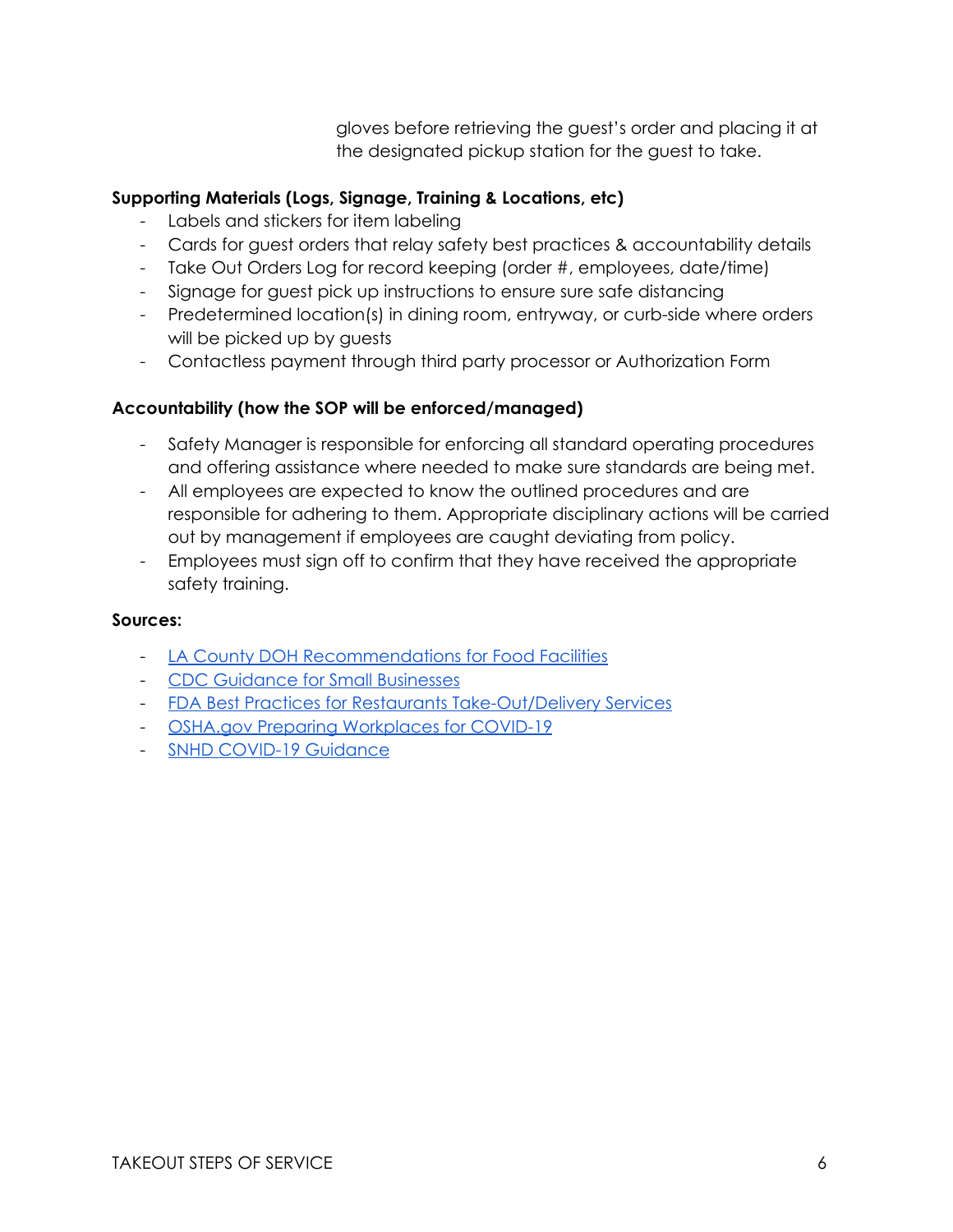gloves before retrieving the guest's order and placing it at the designated pickup station for the guest to take.

**Supporting Materials (Logs, Signage, Training & Locations, etc)**

- Labels and stickers for item labeling
- Cards for guest orders that relay safety best practices & accountability details
- Take Out Orders Log for record keeping (order #, employees, date/time)
- Signage for guest pick up instructions to ensure sure safe distancing
- Predetermined location(s) in dining room, entryway, or curb-side where orders will be picked up by guests
- Contactless payment through third party processor or Authorization Form

**Accountability (how the SOP will be enforced/managed)**

- Safety Manager is responsible for enforcing all standard operating procedures and offering assistance where needed to make sure standards are being met.
- All employees are expected to know the outlined procedures and are responsible for adhering to them. Appropriate disciplinary actions will be carried out by management if employees are caught deviating from policy.
- Employees must sign off to confirm that they have received the appropriate safety training.

**Sources:**

- LA County DOH Recommendations for Food Facilities
- CDC Guidance for Small Businesses
- FDA Best Practices for Restaurants Take-Out/Delivery Services
- OSHA.gov Preparing Workplaces for COVID-19
- SNHD COVID-19 Guidance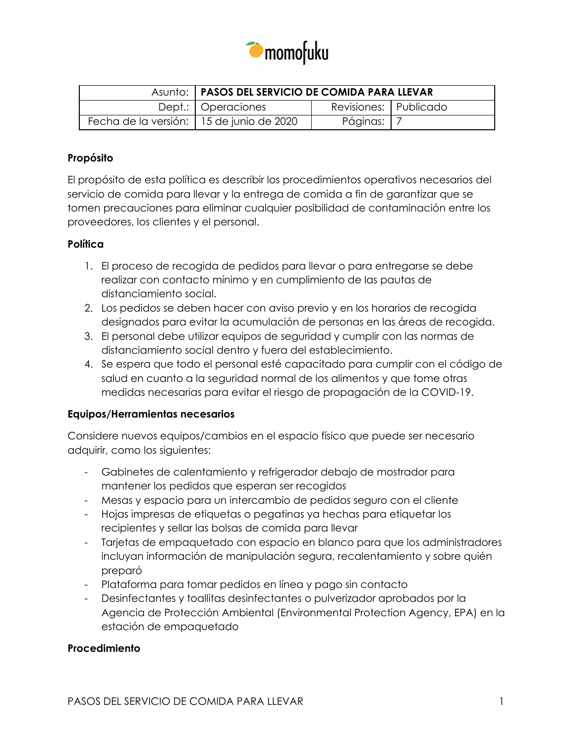momofuku

| Asunto: | PASOS DEL SERVICIO DE COMIDA PARA LLEVAR | | |
|---|---|---|---|
| Dept.: | Operaciones | Revisiones: | Publicado |
| Fecha de la versión: | 15 de junio de 2020 | Páginas: | 7 |

### Propósito

El propósito de esta política es describir los procedimientos operativos necesarios del servicio de comida para llevar y la entrega de comida a fin de garantizar que se tomen precauciones para eliminar cualquier posibilidad de contaminación entre los proveedores, los clientes y el personal.

### Política

1. El proceso de recogida de pedidos para llevar o para entregarse se debe realizar con contacto mínimo y en cumplimiento de las pautas de distanciamiento social.
2. Los pedidos se deben hacer con aviso previo y en los horarios de recogida designados para evitar la acumulación de personas en las áreas de recogida.
3. El personal debe utilizar equipos de seguridad y cumplir con las normas de distanciamiento social dentro y fuera del establecimiento.
4. Se espera que todo el personal esté capacitado para cumplir con el código de salud en cuanto a la seguridad normal de los alimentos y que tome otras medidas necesarias para evitar el riesgo de propagación de la COVID-19.

### Equipos/Herramientas necesarios

Considere nuevos equipos/cambios en el espacio físico que puede ser necesario adquirir, como los siguientes:

- Gabinetes de calentamiento y refrigerador debajo de mostrador para mantener los pedidos que esperan ser recogidos
- Mesas y espacio para un intercambio de pedidos seguro con el cliente
- Hojas impresas de etiquetas o pegatinas ya hechas para etiquetar los recipientes y sellar las bolsas de comida para llevar
- Tarjetas de empaquetado con espacio en blanco para que los administradores incluyan información de manipulación segura, recalentamiento y sobre quién preparó
- Plataforma para tomar pedidos en línea y pago sin contacto
- Desinfectantes y toallitas desinfectantes o pulverizador aprobados por la Agencia de Protección Ambiental (Environmental Protection Agency, EPA) en la estación de empaquetado

### Procedimiento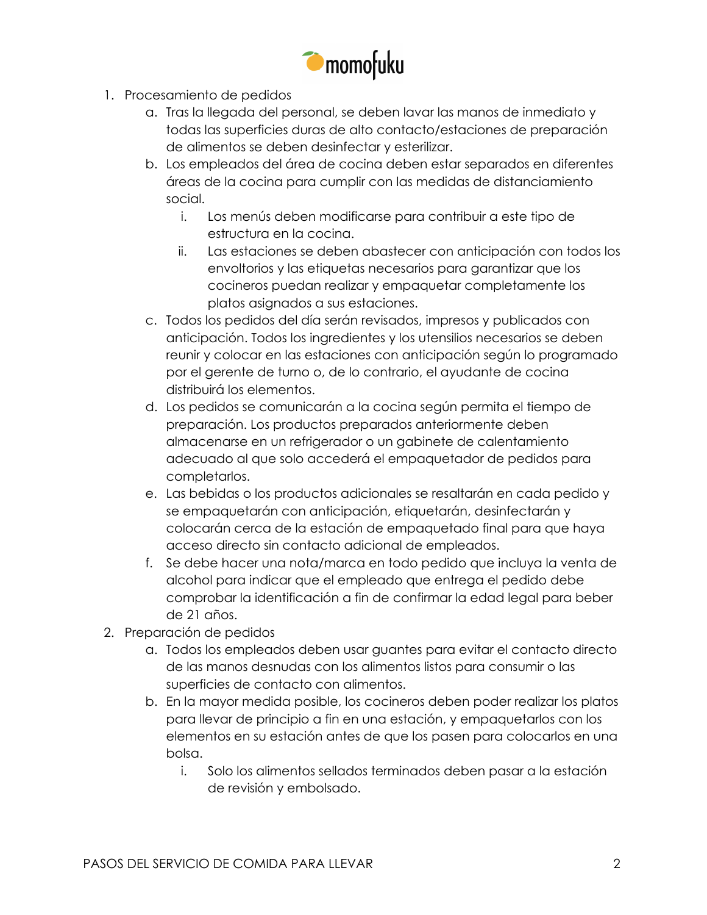1. Procesamiento de pedidos
    a. Tras la llegada del personal, se deben lavar las manos de inmediato y todas las superficies duras de alto contacto/estaciones de preparación de alimentos se deben desinfectar y esterilizar.
    b. Los empleados del área de cocina deben estar separados en diferentes áreas de la cocina para cumplir con las medidas de distanciamiento social.
        i. Los menús deben modificarse para contribuir a este tipo de estructura en la cocina.
        ii. Las estaciones se deben abastecer con anticipación con todos los envoltorios y las etiquetas necesarios para garantizar que los cocineros puedan realizar y empaquetar completamente los platos asignados a sus estaciones.
    c. Todos los pedidos del día serán revisados, impresos y publicados con anticipación. Todos los ingredientes y los utensilios necesarios se deben reunir y colocar en las estaciones con anticipación según lo programado por el gerente de turno o, de lo contrario, el ayudante de cocina distribuirá los elementos.
    d. Los pedidos se comunicarán a la cocina según permita el tiempo de preparación. Los productos preparados anteriormente deben almacenarse en un refrigerador o un gabinete de calentamiento adecuado al que solo accederá el empaquetador de pedidos para completarlos.
    e. Las bebidas o los productos adicionales se resaltarán en cada pedido y se empaquetarán con anticipación, etiquetarán, desinfectarán y colocarán cerca de la estación de empaquetado final para que haya acceso directo sin contacto adicional de empleados.
    f. Se debe hacer una nota/marca en todo pedido que incluya la venta de alcohol para indicar que el empleado que entrega el pedido debe comprobar la identificación a fin de confirmar la edad legal para beber de 21 años.
2. Preparación de pedidos
    a. Todos los empleados deben usar guantes para evitar el contacto directo de las manos desnudas con los alimentos listos para consumir o las superficies de contacto con alimentos.
    b. En la mayor medida posible, los cocineros deben poder realizar los platos para llevar de principio a fin en una estación, y empaquetarlos con los elementos en su estación antes de que los pasen para colocarlos en una bolsa.
        i. Solo los alimentos sellados terminados deben pasar a la estación de revisión y embolsado.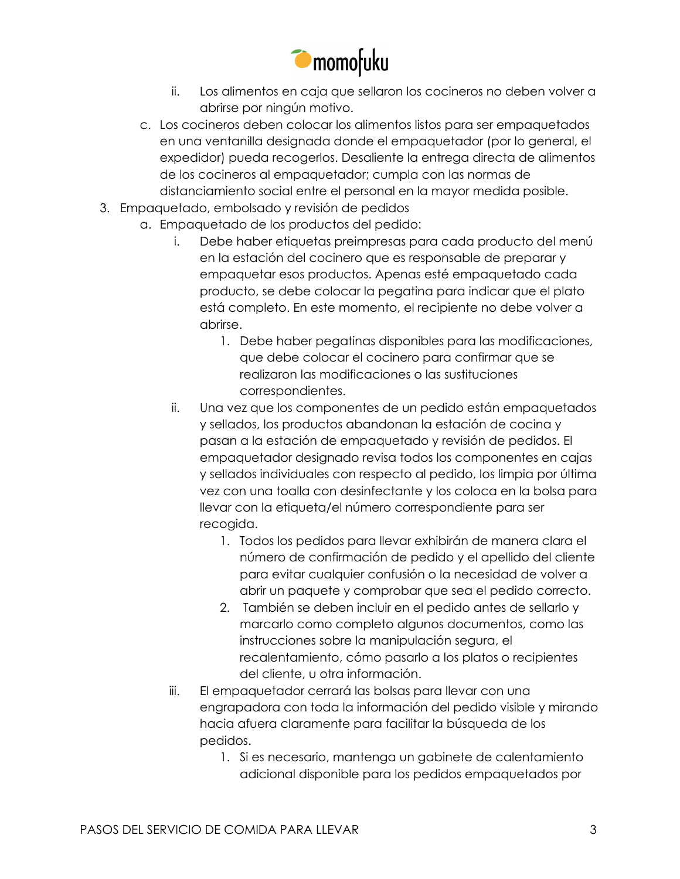- ii. Los alimentos en caja que sellaron los cocineros no deben volver a abrirse por ningún motivo.
 - c. Los cocineros deben colocar los alimentos listos para ser empaquetados en una ventanilla designada donde el empaquetador (por lo general, el expedidor) pueda recogerlos. Desaliente la entrega directa de alimentos de los cocineros al empaquetador; cumpla con las normas de distanciamiento social entre el personal en la mayor medida posible.

3. Empaquetado, embolsado y revisión de pedidos
   - a. Empaquetado de los productos del pedido:
     - i. Debe haber etiquetas preimpresas para cada producto del menú en la estación del cocinero que es responsable de preparar y empaquetar esos productos. Apenas esté empaquetado cada producto, se debe colocar la pegatina para indicar que el plato está completo. En este momento, el recipiente no debe volver a abrirse.
       1. Debe haber pegatinas disponibles para las modificaciones, que debe colocar el cocinero para confirmar que se realizaron las modificaciones o las sustituciones correspondientes.
     - ii. Una vez que los componentes de un pedido están empaquetados y sellados, los productos abandonan la estación de cocina y pasan a la estación de empaquetado y revisión de pedidos. El empaquetador designado revisa todos los componentes en cajas y sellados individuales con respecto al pedido, los limpia por última vez con una toalla con desinfectante y los coloca en la bolsa para llevar con la etiqueta/el número correspondiente para ser recogida.
       1. Todos los pedidos para llevar exhibirán de manera clara el número de confirmación de pedido y el apellido del cliente para evitar cualquier confusión o la necesidad de volver a abrir un paquete y comprobar que sea el pedido correcto.
       2. También se deben incluir en el pedido antes de sellarlo y marcarlo como completo algunos documentos, como las instrucciones sobre la manipulación segura, el recalentamiento, cómo pasarlo a los platos o recipientes del cliente, u otra información.
     - iii. El empaquetador cerrará las bolsas para llevar con una engrapadora con toda la información del pedido visible y mirando hacia afuera claramente para facilitar la búsqueda de los pedidos.
       1. Si es necesario, mantenga un gabinete de calentamiento adicional disponible para los pedidos empaquetados por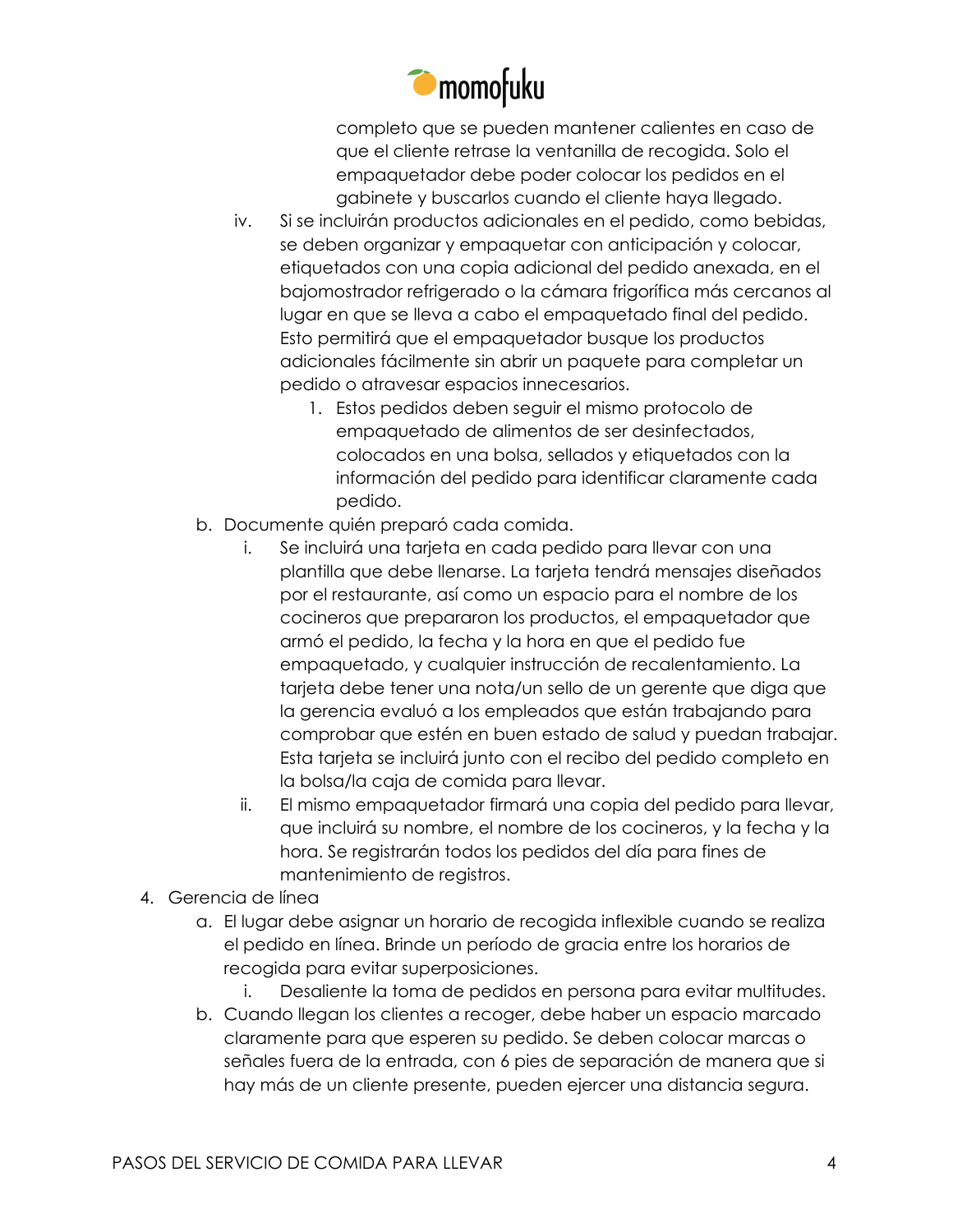completo que se pueden mantener calientes en caso de que el cliente retrase la ventanilla de recogida. Solo el empaquetador debe poder colocar los pedidos en el gabinete y buscarlos cuando el cliente haya llegado.

iv. Si se incluirán productos adicionales en el pedido, como bebidas, se deben organizar y empaquetar con anticipación y colocar, etiquetados con una copia adicional del pedido anexada, en el bajomostrador refrigerado o la cámara frigorífica más cercanos al lugar en que se lleva a cabo el empaquetado final del pedido. Esto permitirá que el empaquetador busque los productos adicionales fácilmente sin abrir un paquete para completar un pedido o atravesar espacios innecesarios.

   1. Estos pedidos deben seguir el mismo protocolo de empaquetado de alimentos de ser desinfectados, colocados en una bolsa, sellados y etiquetados con la información del pedido para identificar claramente cada pedido.

b. Documente quién preparó cada comida.

   i. Se incluirá una tarjeta en cada pedido para llevar con una plantilla que debe llenarse. La tarjeta tendrá mensajes diseñados por el restaurante, así como un espacio para el nombre de los cocineros que prepararon los productos, el empaquetador que armó el pedido, la fecha y la hora en que el pedido fue empaquetado, y cualquier instrucción de recalentamiento. La tarjeta debe tener una nota/un sello de un gerente que diga que la gerencia evaluó a los empleados que están trabajando para comprobar que estén en buen estado de salud y puedan trabajar. Esta tarjeta se incluirá junto con el recibo del pedido completo en la bolsa/la caja de comida para llevar.

   ii. El mismo empaquetador firmará una copia del pedido para llevar, que incluirá su nombre, el nombre de los cocineros, y la fecha y la hora. Se registrarán todos los pedidos del día para fines de mantenimiento de registros.

4. Gerencia de línea

   a. El lugar debe asignar un horario de recogida inflexible cuando se realiza el pedido en línea. Brinde un período de gracia entre los horarios de recogida para evitar superposiciones.

      i. Desaliente la toma de pedidos en persona para evitar multitudes.

   b. Cuando llegan los clientes a recoger, debe haber un espacio marcado claramente para que esperen su pedido. Se deben colocar marcas o señales fuera de la entrada, con 6 pies de separación de manera que si hay más de un cliente presente, pueden ejercer una distancia segura.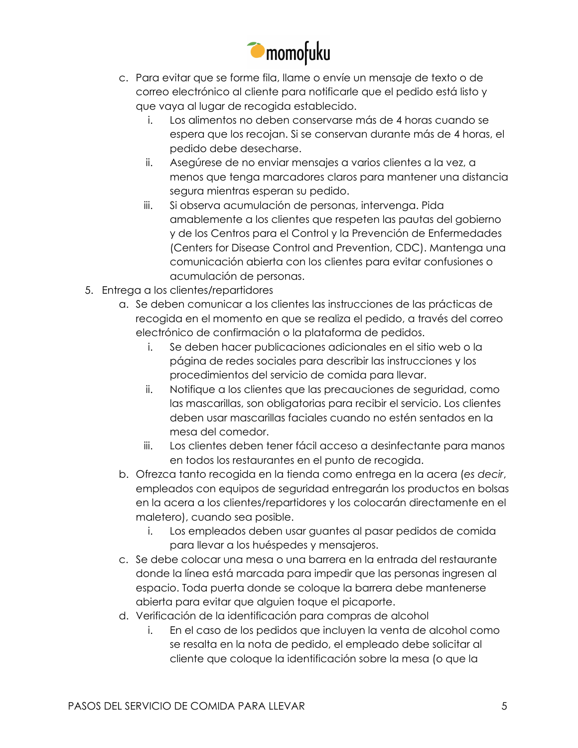c. Para evitar que se forme fila, llame o envíe un mensaje de texto o de correo electrónico al cliente para notificarle que el pedido está listo y que vaya al lugar de recogida establecido.
    i. Los alimentos no deben conservarse más de 4 horas cuando se espera que los recojan. Si se conservan durante más de 4 horas, el pedido debe desecharse.
    ii. Asegúrese de no enviar mensajes a varios clientes a la vez, a menos que tenga marcadores claros para mantener una distancia segura mientras esperan su pedido.
    iii. Si observa acumulación de personas, intervenga. Pida amablemente a los clientes que respeten las pautas del gobierno y de los Centros para el Control y la Prevención de Enfermedades (Centers for Disease Control and Prevention, CDC). Mantenga una comunicación abierta con los clientes para evitar confusiones o acumulación de personas.

5. Entrega a los clientes/repartidores
    a. Se deben comunicar a los clientes las instrucciones de las prácticas de recogida en el momento en que se realiza el pedido, a través del correo electrónico de confirmación o la plataforma de pedidos.
        i. Se deben hacer publicaciones adicionales en el sitio web o la página de redes sociales para describir las instrucciones y los procedimientos del servicio de comida para llevar.
        ii. Notifique a los clientes que las precauciones de seguridad, como las mascarillas, son obligatorias para recibir el servicio. Los clientes deben usar mascarillas faciales cuando no estén sentados en la mesa del comedor.
        iii. Los clientes deben tener fácil acceso a desinfectante para manos en todos los restaurantes en el punto de recogida.
    b. Ofrezca tanto recogida en la tienda como entrega en la acera (*es decir*, empleados con equipos de seguridad entregarán los productos en bolsas en la acera a los clientes/repartidores y los colocarán directamente en el maletero), cuando sea posible.
        i. Los empleados deben usar guantes al pasar pedidos de comida para llevar a los huéspedes y mensajeros.
    c. Se debe colocar una mesa o una barrera en la entrada del restaurante donde la línea está marcada para impedir que las personas ingresen al espacio. Toda puerta donde se coloque la barrera debe mantenerse abierta para evitar que alguien toque el picaporte.
    d. Verificación de la identificación para compras de alcohol
        i. En el caso de los pedidos que incluyen la venta de alcohol como se resalta en la nota de pedido, el empleado debe solicitar al cliente que coloque la identificación sobre la mesa (o que la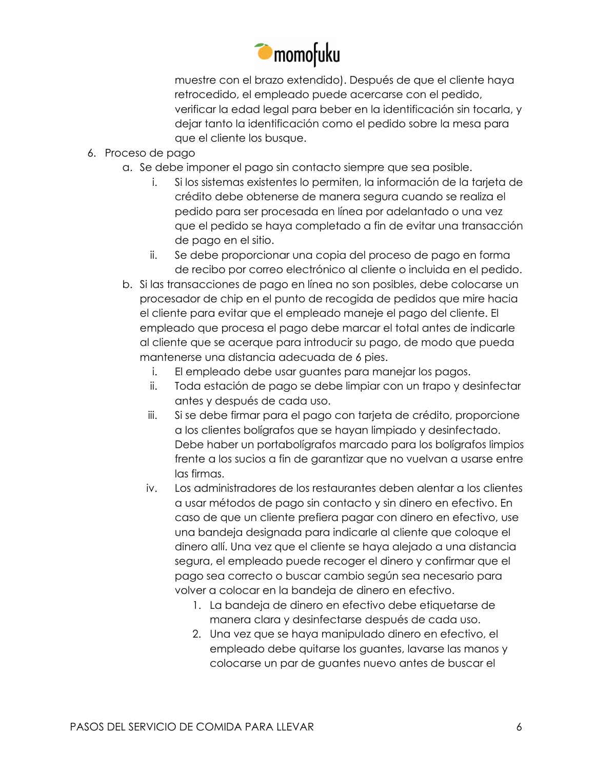muestre con el brazo extendido). Después de que el cliente haya retrocedido, el empleado puede acercarse con el pedido, verificar la edad legal para beber en la identificación sin tocarla, y dejar tanto la identificación como el pedido sobre la mesa para que el cliente los busque.

6. Proceso de pago
    a. Se debe imponer el pago sin contacto siempre que sea posible.
        i. Si los sistemas existentes lo permiten, la información de la tarjeta de crédito debe obtenerse de manera segura cuando se realiza el pedido para ser procesada en línea por adelantado o una vez que el pedido se haya completado a fin de evitar una transacción de pago en el sitio.
        ii. Se debe proporcionar una copia del proceso de pago en forma de recibo por correo electrónico al cliente o incluida en el pedido.
    b. Si las transacciones de pago en línea no son posibles, debe colocarse un procesador de chip en el punto de recogida de pedidos que mire hacia el cliente para evitar que el empleado maneje el pago del cliente. El empleado que procesa el pago debe marcar el total antes de indicarle al cliente que se acerque para introducir su pago, de modo que pueda mantenerse una distancia adecuada de 6 pies.
        i. El empleado debe usar guantes para manejar los pagos.
        ii. Toda estación de pago se debe limpiar con un trapo y desinfectar antes y después de cada uso.
        iii. Si se debe firmar para el pago con tarjeta de crédito, proporcione a los clientes bolígrafos que se hayan limpiado y desinfectado. Debe haber un portabolígrafos marcado para los bolígrafos limpios frente a los sucios a fin de garantizar que no vuelvan a usarse entre las firmas.
        iv. Los administradores de los restaurantes deben alentar a los clientes a usar métodos de pago sin contacto y sin dinero en efectivo. En caso de que un cliente prefiera pagar con dinero en efectivo, use una bandeja designada para indicarle al cliente que coloque el dinero allí. Una vez que el cliente se haya alejado a una distancia segura, el empleado puede recoger el dinero y confirmar que el pago sea correcto o buscar cambio según sea necesario para volver a colocar en la bandeja de dinero en efectivo.
            1. La bandeja de dinero en efectivo debe etiquetarse de manera clara y desinfectarse después de cada uso.
            2. Una vez que se haya manipulado dinero en efectivo, el empleado debe quitarse los guantes, lavarse las manos y colocarse un par de guantes nuevo antes de buscar el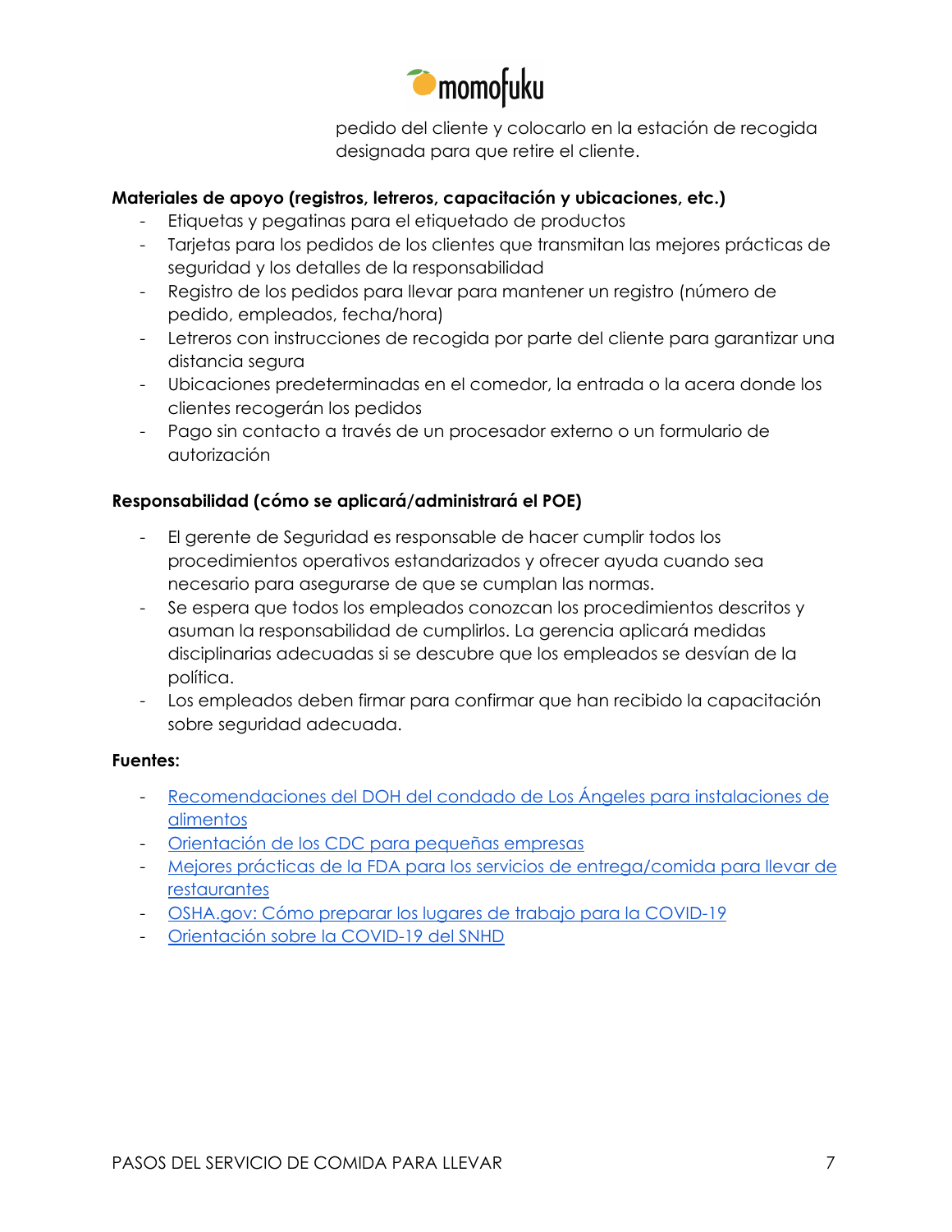pedido del cliente y colocarlo en la estación de recogida designada para que retire el cliente.

**Materiales de apoyo (registros, letreros, capacitación y ubicaciones, etc.)**

- Etiquetas y pegatinas para el etiquetado de productos
- Tarjetas para los pedidos de los clientes que transmitan las mejores prácticas de seguridad y los detalles de la responsabilidad
- Registro de los pedidos para llevar para mantener un registro (número de pedido, empleados, fecha/hora)
- Letreros con instrucciones de recogida por parte del cliente para garantizar una distancia segura
- Ubicaciones predeterminadas en el comedor, la entrada o la acera donde los clientes recogerán los pedidos
- Pago sin contacto a través de un procesador externo o un formulario de autorización

**Responsabilidad (cómo se aplicará/administrará el POE)**

- El gerente de Seguridad es responsable de hacer cumplir todos los procedimientos operativos estandarizados y ofrecer ayuda cuando sea necesario para asegurarse de que se cumplan las normas.
- Se espera que todos los empleados conozcan los procedimientos descritos y asuman la responsabilidad de cumplirlos. La gerencia aplicará medidas disciplinarias adecuadas si se descubre que los empleados se desvían de la política.
- Los empleados deben firmar para confirmar que han recibido la capacitación sobre seguridad adecuada.

**Fuentes:**

- Recomendaciones del DOH del condado de Los Ángeles para instalaciones de alimentos
- Orientación de los CDC para pequeñas empresas
- Mejores prácticas de la FDA para los servicios de entrega/comida para llevar de restaurantes
- OSHA.gov: Cómo preparar los lugares de trabajo para la COVID-19
- Orientación sobre la COVID-19 del SNHD